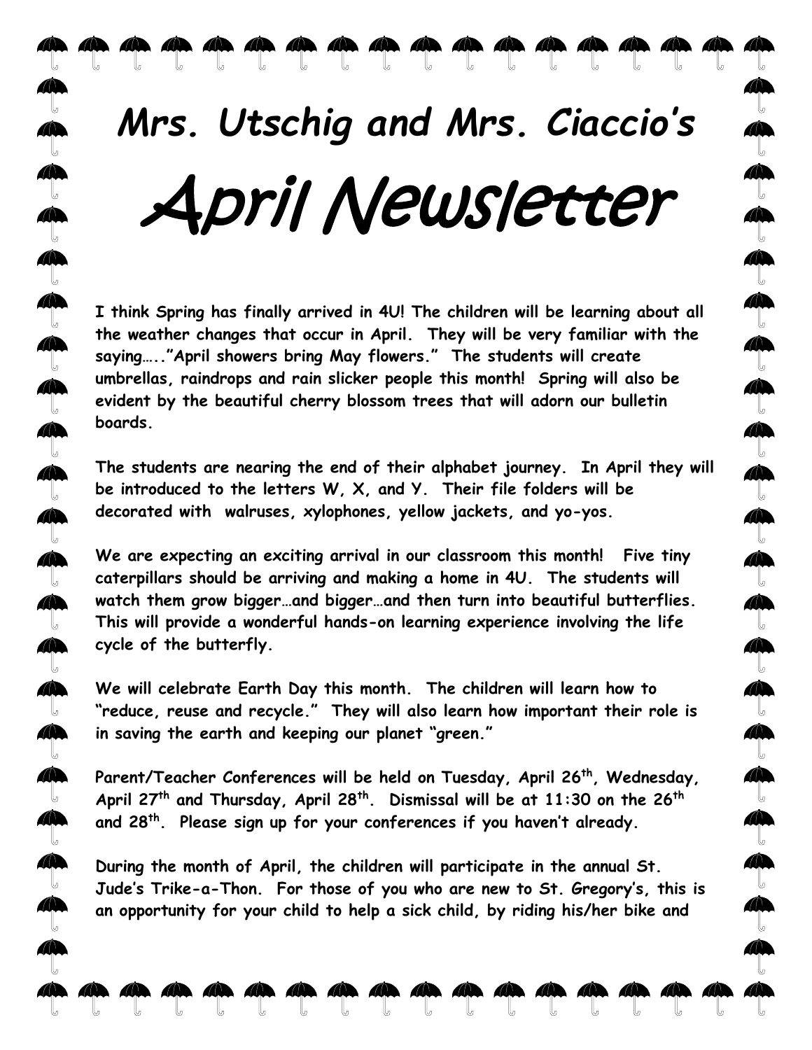# Mrs. Utschig and Mrs. Ciaccio's

# April Newsletter

**I think Spring has finally arrived in 4U! The children will be learning about all the weather changes that occur in April. They will be very familiar with the saying….."April showers bring May flowers." The students will create umbrellas, raindrops and rain slicker people this month! Spring will also be evident by the beautiful cherry blossom trees that will adorn our bulletin boards.**

**The students are nearing the end of their alphabet journey. In April they will be introduced to the letters W, X, and Y. Their file folders will be decorated with walruses, xylophones, yellow jackets, and yo-yos.**

**We are expecting an exciting arrival in our classroom this month! Five tiny caterpillars should be arriving and making a home in 4U. The students will watch them grow bigger…and bigger…and then turn into beautiful butterflies. This will provide a wonderful hands-on learning experience involving the life cycle of the butterfly.**

**We will celebrate Earth Day this month. The children will learn how to "reduce, reuse and recycle." They will also learn how important their role is in saving the earth and keeping our planet "green."**

**Parent/Teacher Conferences will be held on Tuesday, April 26th, Wednesday, April 27th and Thursday, April 28th. Dismissal will be at 11:30 on the 26th and 28th. Please sign up for your conferences if you haven't already.**

**During the month of April, the children will participate in the annual St. Jude's Trike-a-Thon. For those of you who are new to St. Gregory's, this is an opportunity for your child to help a sick child, by riding his/her bike and**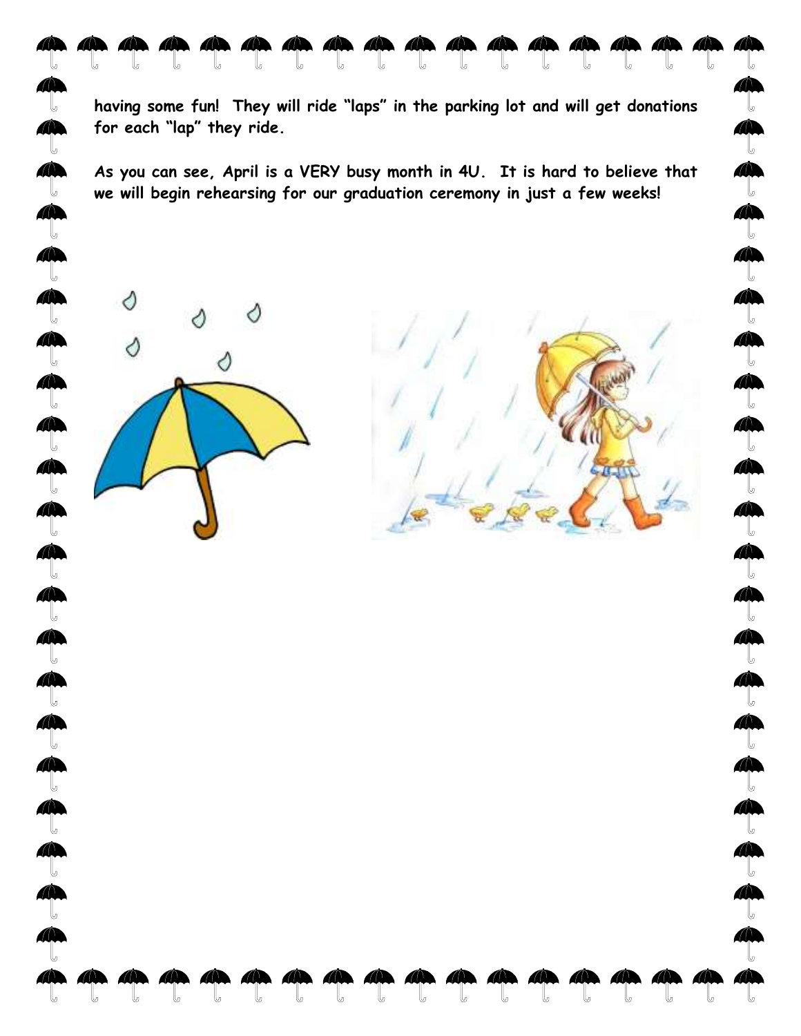**having some fun! They will ride "laps" in the parking lot and will get donations for each "lap" they ride.**

**As you can see, April is a VERY busy month in 4U. It is hard to believe that we will begin rehearsing for our graduation ceremony in just a few weeks!**